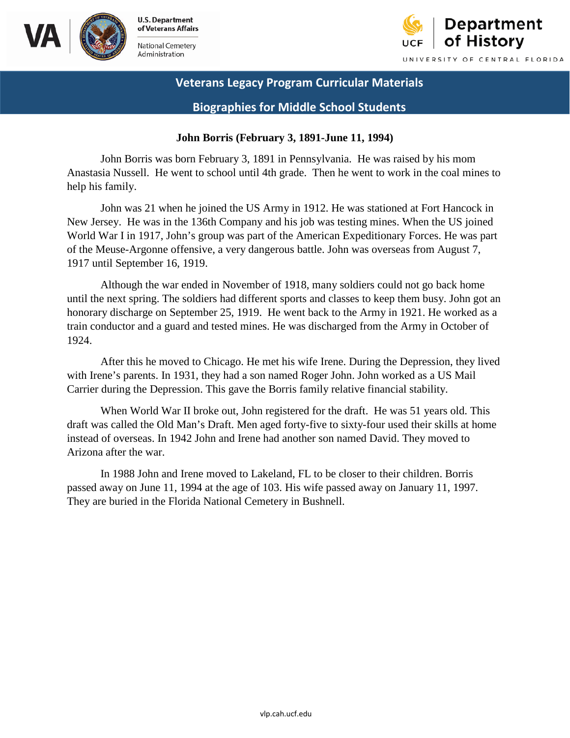Veterans Legacy Program Curricular Materials

Biographies for Middle School Students

# John Borris (February 3, 1891-June 11, 1994)

John Borris was born February 3, 1891 in Pennsylvania. He was raised by his mom Anastasia Nussell. He went to school until 4th grade. Then he went to work in the coal mines to help his family.

John was 21 when he joined the US Army in 1912. He was stationed at Fort Hancock in New Jersey. He was in the 136th Company and his job was testing mines. When the US joined World War I in 1917, John's group was part of the American Expeditionary Forces. He was part of the Meuse-Argonne offensive, a very dangerous battle. John was overseas from August 7, 1917 until September 16, 1919.

Although the war ended in November of 1918, many soldiers could not go back home until the next spring. The soldiers had different sports and classes to keep them busy. John got an honorary discharge on September 25, 1919. He went back to the Army in 1921. He worked as a train conductor and a guard and tested mines. He was discharged from the Army in October of 1924.

After this he moved to Chicago. He met his wife Irene. During the Depression, they lived with Irene's parents. In 1931, they had a son named Roger John. John worked as a US Mail Carrier during the Depression. This gave the Borris family relative financial stability.

When World War II broke out, John registered for the draft. He was 51 years old. This draft was called the Old Man's Draft. Men aged forty-five to sixty-four used their skills at home instead of overseas. In 1942 John and Irene had another son named David. They moved to Arizona after the war.

In 1988 John and Irene moved to Lakeland, FL to be closer to their children. Borris passed away on June 11, 1994 at the age of 103. His wife passed away on January 11, 1997. They are buried in the Florida National Cemetery in Bushnell.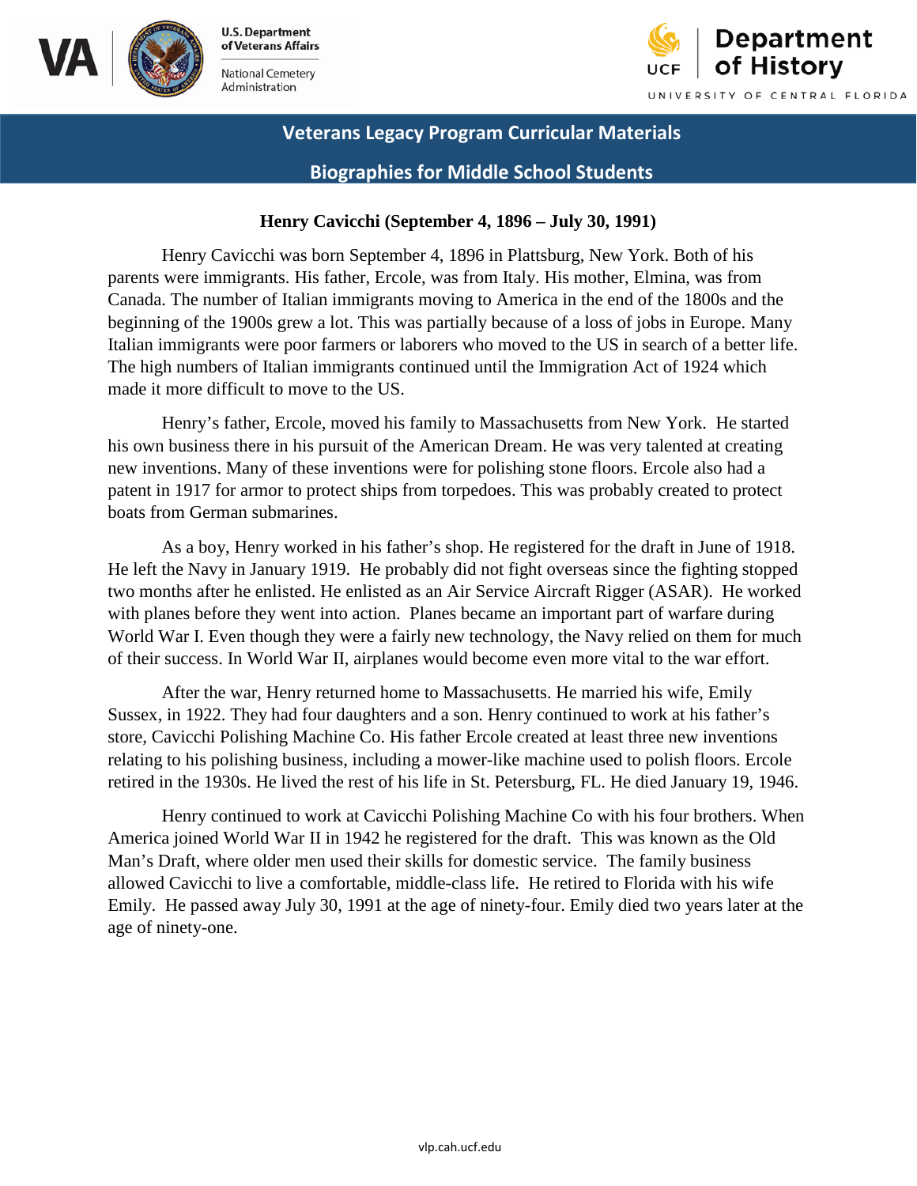# Veterans Legacy Program Curricular Materials

## Biographies for Middle School Students

### Henry Cavicchi (September 4, 1896 – July 30, 1991)

Henry Cavicchi was born September 4, 1896 in Plattsburg, New York. Both of his parents were immigrants. His father, Ercole, was from Italy. His mother, Elmina, was from Canada. The number of Italian immigrants moving to America in the end of the 1800s and the beginning of the 1900s grew a lot. This was partially because of a loss of jobs in Europe. Many Italian immigrants were poor farmers or laborers who moved to the US in search of a better life. The high numbers of Italian immigrants continued until the Immigration Act of 1924 which made it more difficult to move to the US.

Henry's father, Ercole, moved his family to Massachusetts from New York. He started his own business there in his pursuit of the American Dream. He was very talented at creating new inventions. Many of these inventions were for polishing stone floors. Ercole also had a patent in 1917 for armor to protect ships from torpedoes. This was probably created to protect boats from German submarines.

As a boy, Henry worked in his father's shop. He registered for the draft in June of 1918. He left the Navy in January 1919. He probably did not fight overseas since the fighting stopped two months after he enlisted. He enlisted as an Air Service Aircraft Rigger (ASAR). He worked with planes before they went into action. Planes became an important part of warfare during World War I. Even though they were a fairly new technology, the Navy relied on them for much of their success. In World War II, airplanes would become even more vital to the war effort.

After the war, Henry returned home to Massachusetts. He married his wife, Emily Sussex, in 1922. They had four daughters and a son. Henry continued to work at his father's store, Cavicchi Polishing Machine Co. His father Ercole created at least three new inventions relating to his polishing business, including a mower-like machine used to polish floors. Ercole retired in the 1930s. He lived the rest of his life in St. Petersburg, FL. He died January 19, 1946.

Henry continued to work at Cavicchi Polishing Machine Co with his four brothers. When America joined World War II in 1942 he registered for the draft. This was known as the Old Man's Draft, where older men used their skills for domestic service. The family business allowed Cavicchi to live a comfortable, middle-class life. He retired to Florida with his wife Emily. He passed away July 30, 1991 at the age of ninety-four. Emily died two years later at the age of ninety-one.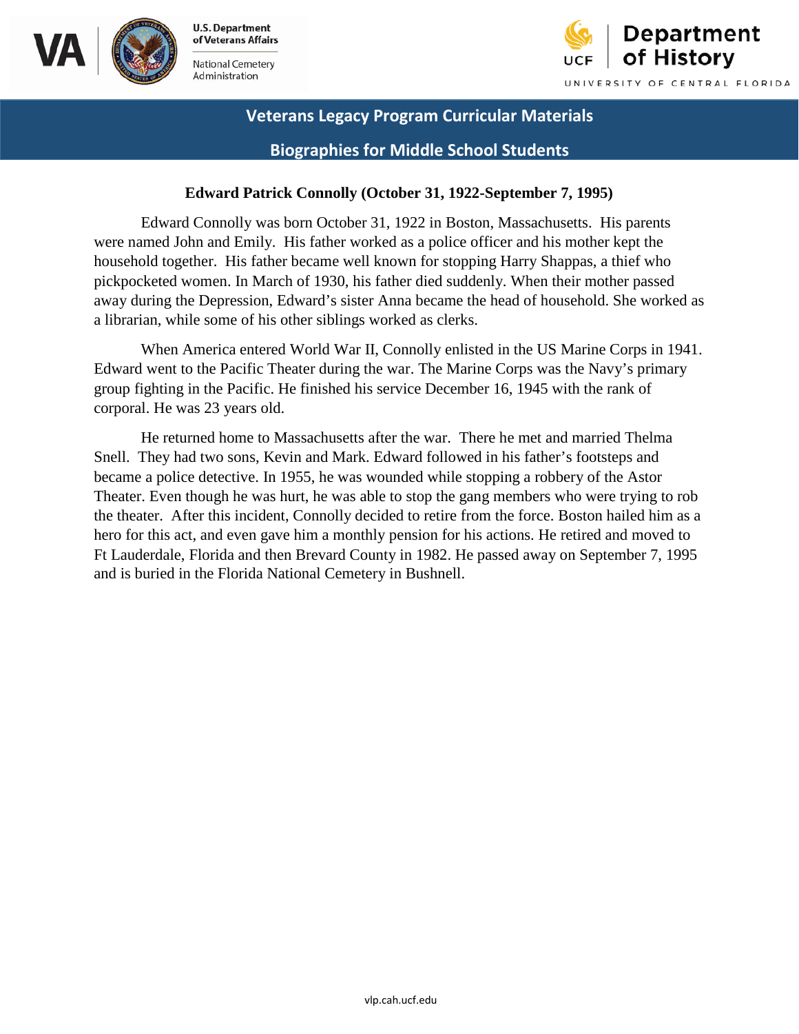**Veterans Legacy Program Curricular Materials**

**Biographies for Middle School Students**

## Edward Patrick Connolly (October 31, 1922-September 7, 1995)

Edward Connolly was born October 31, 1922 in Boston, Massachusetts. His parents were named John and Emily. His father worked as a police officer and his mother kept the household together. His father became well known for stopping Harry Shappas, a thief who pickpocketed women. In March of 1930, his father died suddenly. When their mother passed away during the Depression, Edward's sister Anna became the head of household. She worked as a librarian, while some of his other siblings worked as clerks.

When America entered World War II, Connolly enlisted in the US Marine Corps in 1941. Edward went to the Pacific Theater during the war. The Marine Corps was the Navy's primary group fighting in the Pacific. He finished his service December 16, 1945 with the rank of corporal. He was 23 years old.

He returned home to Massachusetts after the war. There he met and married Thelma Snell. They had two sons, Kevin and Mark. Edward followed in his father's footsteps and became a police detective. In 1955, he was wounded while stopping a robbery of the Astor Theater. Even though he was hurt, he was able to stop the gang members who were trying to rob the theater. After this incident, Connolly decided to retire from the force. Boston hailed him as a hero for this act, and even gave him a monthly pension for his actions. He retired and moved to Ft Lauderdale, Florida and then Brevard County in 1982. He passed away on September 7, 1995 and is buried in the Florida National Cemetery in Bushnell.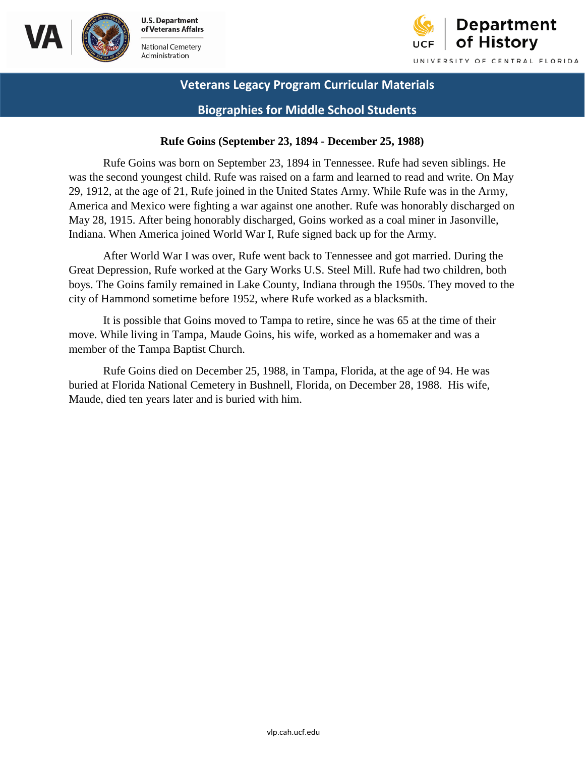# Veterans Legacy Program Curricular Materials

## Biographies for Middle School Students

### Rufe Goins (September 23, 1894 - December 25, 1988)

Rufe Goins was born on September 23, 1894 in Tennessee. Rufe had seven siblings. He was the second youngest child. Rufe was raised on a farm and learned to read and write. On May 29, 1912, at the age of 21, Rufe joined in the United States Army. While Rufe was in the Army, America and Mexico were fighting a war against one another. Rufe was honorably discharged on May 28, 1915. After being honorably discharged, Goins worked as a coal miner in Jasonville, Indiana. When America joined World War I, Rufe signed back up for the Army.

After World War I was over, Rufe went back to Tennessee and got married. During the Great Depression, Rufe worked at the Gary Works U.S. Steel Mill. Rufe had two children, both boys. The Goins family remained in Lake County, Indiana through the 1950s. They moved to the city of Hammond sometime before 1952, where Rufe worked as a blacksmith.

It is possible that Goins moved to Tampa to retire, since he was 65 at the time of their move. While living in Tampa, Maude Goins, his wife, worked as a homemaker and was a member of the Tampa Baptist Church.

Rufe Goins died on December 25, 1988, in Tampa, Florida, at the age of 94. He was buried at Florida National Cemetery in Bushnell, Florida, on December 28, 1988. His wife, Maude, died ten years later and is buried with him.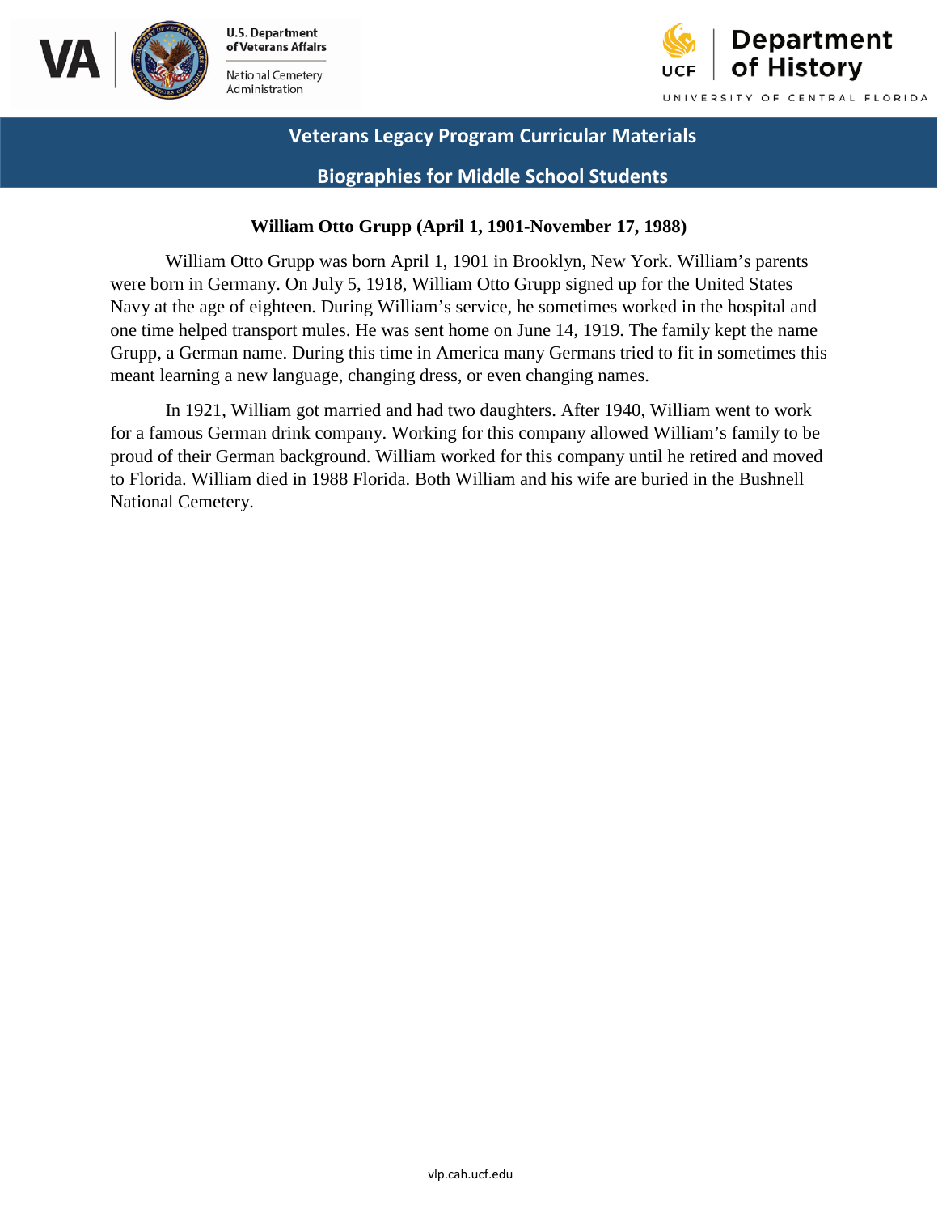**Veterans Legacy Program Curricular Materials**

**Biographies for Middle School Students**

### William Otto Grupp (April 1, 1901-November 17, 1988)

William Otto Grupp was born April 1, 1901 in Brooklyn, New York. William's parents were born in Germany. On July 5, 1918, William Otto Grupp signed up for the United States Navy at the age of eighteen. During William's service, he sometimes worked in the hospital and one time helped transport mules. He was sent home on June 14, 1919. The family kept the name Grupp, a German name. During this time in America many Germans tried to fit in sometimes this meant learning a new language, changing dress, or even changing names.

In 1921, William got married and had two daughters. After 1940, William went to work for a famous German drink company. Working for this company allowed William's family to be proud of their German background. William worked for this company until he retired and moved to Florida. William died in 1988 Florida. Both William and his wife are buried in the Bushnell National Cemetery.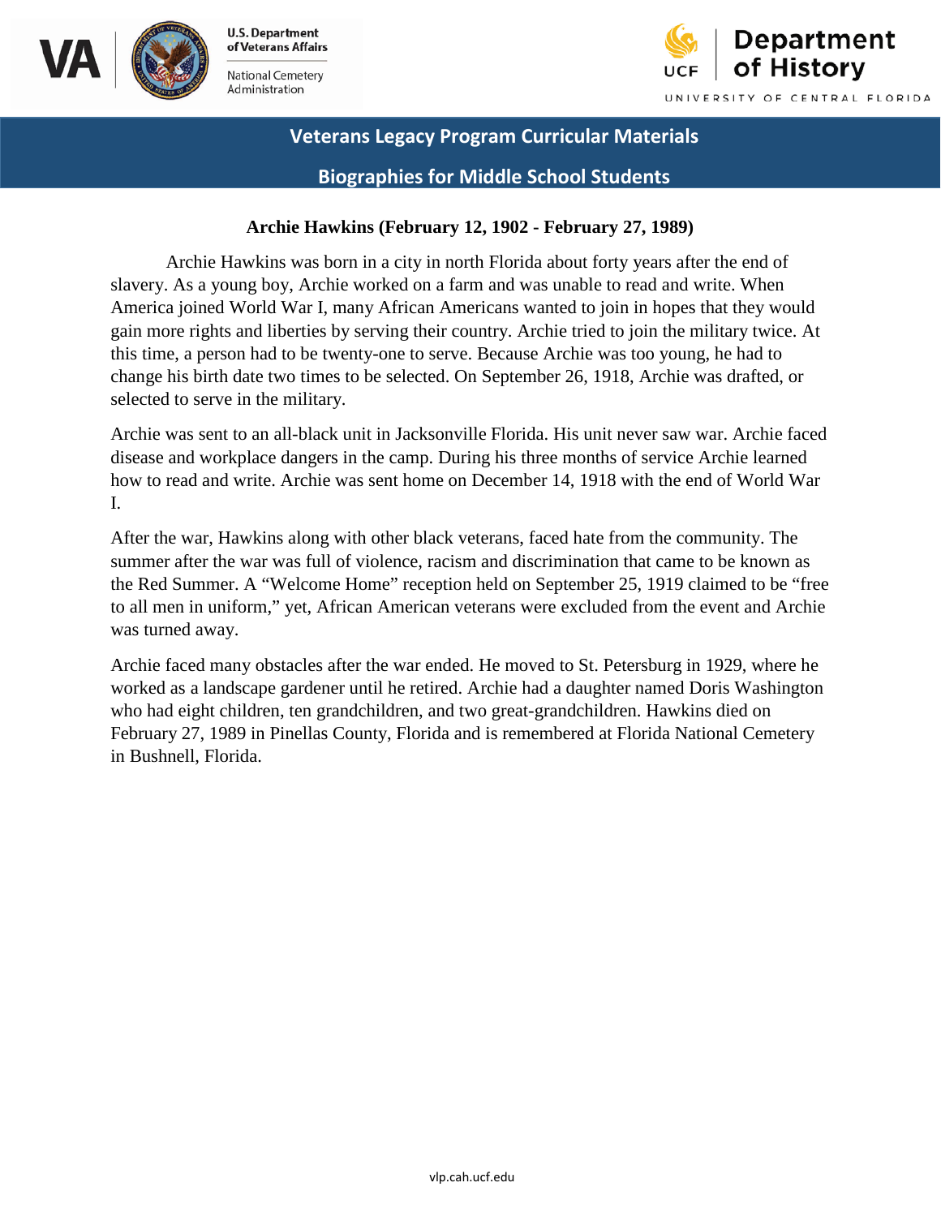**Veterans Legacy Program Curricular Materials**

**Biographies for Middle School Students**

## Archie Hawkins (February 12, 1902 - February 27, 1989)

Archie Hawkins was born in a city in north Florida about forty years after the end of slavery. As a young boy, Archie worked on a farm and was unable to read and write. When America joined World War I, many African Americans wanted to join in hopes that they would gain more rights and liberties by serving their country. Archie tried to join the military twice. At this time, a person had to be twenty-one to serve. Because Archie was too young, he had to change his birth date two times to be selected. On September 26, 1918, Archie was drafted, or selected to serve in the military.

Archie was sent to an all-black unit in Jacksonville Florida. His unit never saw war. Archie faced disease and workplace dangers in the camp. During his three months of service Archie learned how to read and write. Archie was sent home on December 14, 1918 with the end of World War I.

After the war, Hawkins along with other black veterans, faced hate from the community. The summer after the war was full of violence, racism and discrimination that came to be known as the Red Summer. A "Welcome Home" reception held on September 25, 1919 claimed to be "free to all men in uniform," yet, African American veterans were excluded from the event and Archie was turned away.

Archie faced many obstacles after the war ended. He moved to St. Petersburg in 1929, where he worked as a landscape gardener until he retired. Archie had a daughter named Doris Washington who had eight children, ten grandchildren, and two great-grandchildren. Hawkins died on February 27, 1989 in Pinellas County, Florida and is remembered at Florida National Cemetery in Bushnell, Florida.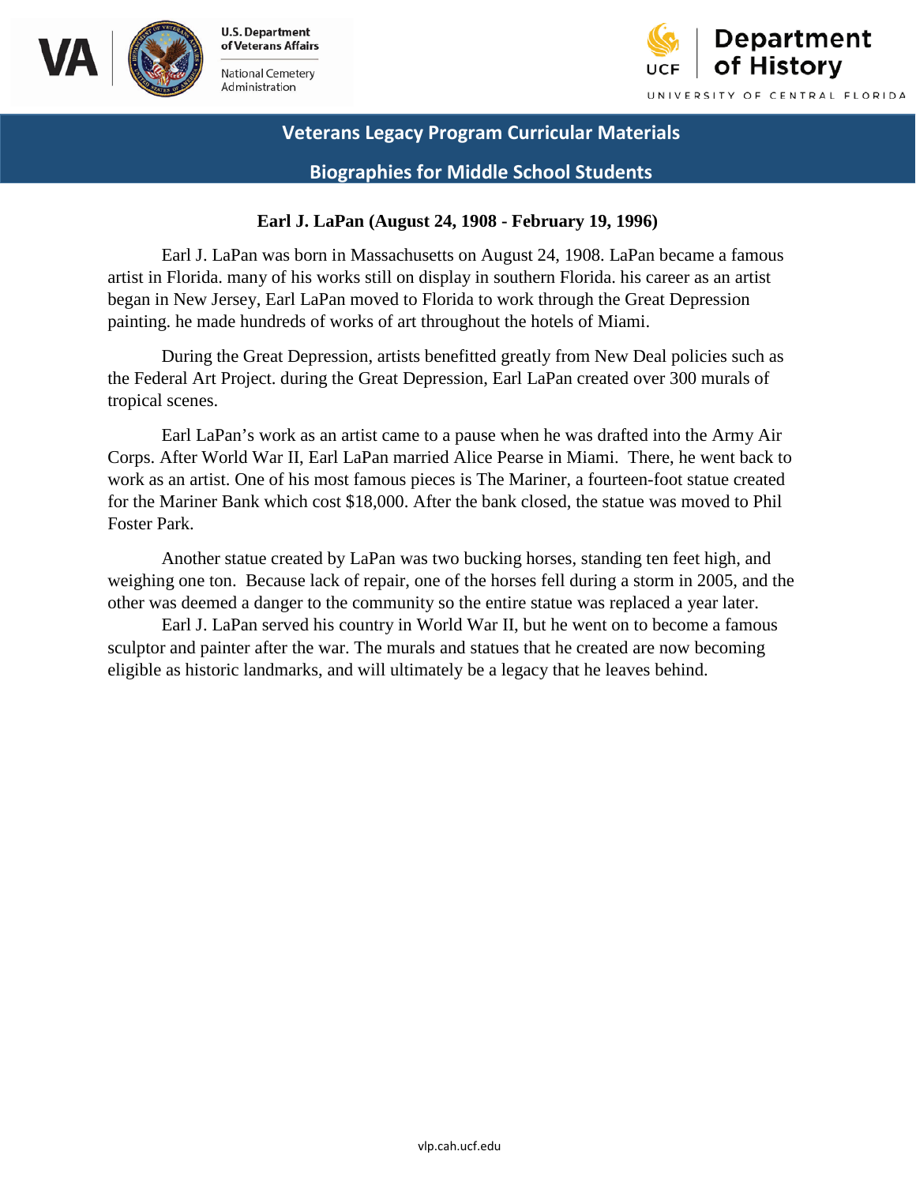Veterans Legacy Program Curricular Materials

Biographies for Middle School Students

## Earl J. LaPan (August 24, 1908 - February 19, 1996)

Earl J. LaPan was born in Massachusetts on August 24, 1908. LaPan became a famous artist in Florida. many of his works still on display in southern Florida. his career as an artist began in New Jersey, Earl LaPan moved to Florida to work through the Great Depression painting. he made hundreds of works of art throughout the hotels of Miami.

During the Great Depression, artists benefitted greatly from New Deal policies such as the Federal Art Project. during the Great Depression, Earl LaPan created over 300 murals of tropical scenes.

Earl LaPan's work as an artist came to a pause when he was drafted into the Army Air Corps. After World War II, Earl LaPan married Alice Pearse in Miami. There, he went back to work as an artist. One of his most famous pieces is The Mariner, a fourteen-foot statue created for the Mariner Bank which cost $18,000. After the bank closed, the statue was moved to Phil Foster Park.

Another statue created by LaPan was two bucking horses, standing ten feet high, and weighing one ton. Because lack of repair, one of the horses fell during a storm in 2005, and the other was deemed a danger to the community so the entire statue was replaced a year later.

Earl J. LaPan served his country in World War II, but he went on to become a famous sculptor and painter after the war. The murals and statues that he created are now becoming eligible as historic landmarks, and will ultimately be a legacy that he leaves behind.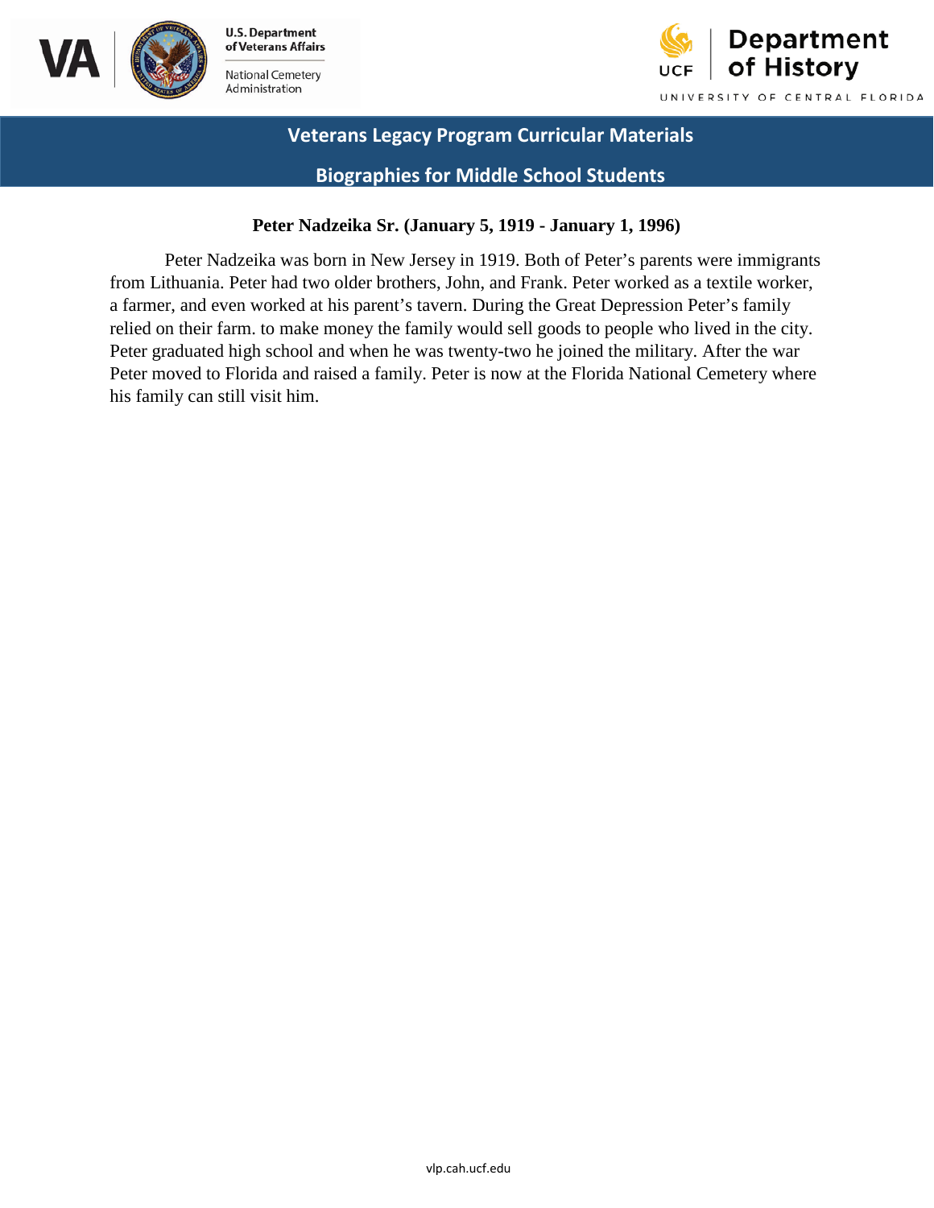Veterans Legacy Program Curricular Materials

Biographies for Middle School Students

**Peter Nadzeika Sr. (January 5, 1919 - January 1, 1996)**

Peter Nadzeika was born in New Jersey in 1919. Both of Peter's parents were immigrants from Lithuania. Peter had two older brothers, John, and Frank. Peter worked as a textile worker, a farmer, and even worked at his parent's tavern. During the Great Depression Peter's family relied on their farm. to make money the family would sell goods to people who lived in the city. Peter graduated high school and when he was twenty-two he joined the military. After the war Peter moved to Florida and raised a family. Peter is now at the Florida National Cemetery where his family can still visit him.